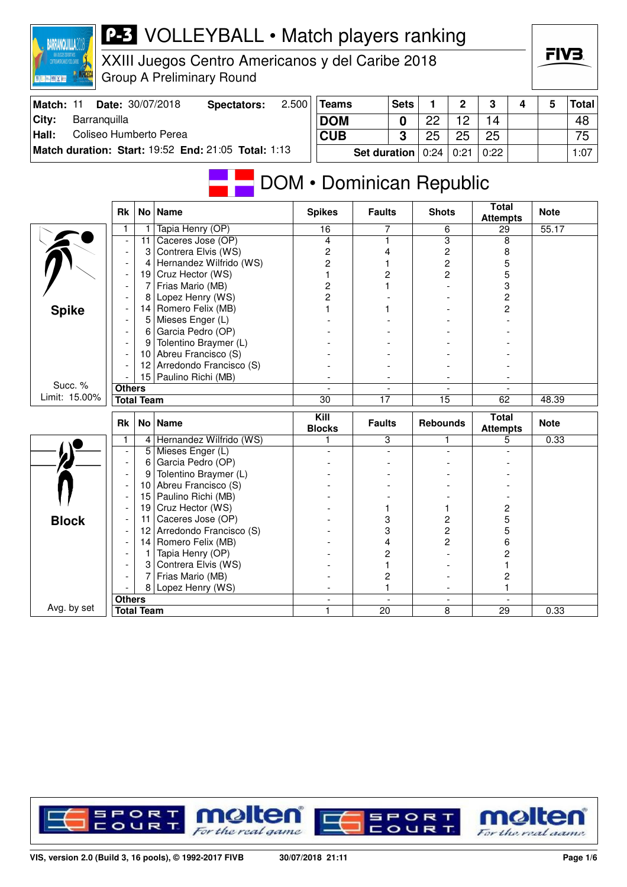# P-3 VOLLEYBALL • Match players ranking

## XXIII Juegos Centro Americanos y del Caribe 2018

### Group A Preliminary Round

| | |
|---|---|
| **Match:** 11 | **Date:** 30/07/2018 |
| **Spectators:** | 2.500 |
| **City:** | Barranquilla |
| **Hall:** | Coliseo Humberto Perea |
| **Match duration:** | **Start:** 19:52 **End:** 21:05 **Total:** 1:13 |

| Teams | Sets | 1 | 2 | 3 | 4 | 5 | Total |
|---|---|---|---|---|---|---|---|
| DOM | 0 | 22 | 12 | 14 | | | 48 |
| CUB | 3 | 25 | 25 | 25 | | | 75 |
| | Set duration | 0:24 | 0:21 | 0:22 | | | 1:07 |

## DOM • Dominican Republic

### Spike

Succ. % Limit: 15.00%

| Rk | No | Name | Spikes | Faults | Shots | Total Attempts | Note |
|---|---|---|---|---|---|---|---|
| 1 | 1 | Tapia Henry (OP) | 16 | 7 | 6 | 29 | 55.17 |
| - | 11 | Caceres Jose (OP) | 4 | 1 | 3 | 8 | |
| - | 3 | Contrera Elvis (WS) | 2 | 4 | 2 | 8 | |
| - | 4 | Hernandez Wilfrido (WS) | 2 | 1 | 2 | 5 | |
| - | 19 | Cruz Hector (WS) | 1 | 2 | 2 | 5 | |
| - | 7 | Frias Mario (MB) | 2 | 1 | - | 3 | |
| - | 8 | Lopez Henry (WS) | 2 | - | - | 2 | |
| - | 14 | Romero Felix (MB) | 1 | 1 | - | 2 | |
| - | 5 | Mieses Enger (L) | - | - | - | - | |
| - | 6 | Garcia Pedro (OP) | - | - | - | - | |
| - | 9 | Tolentino Braymer (L) | - | - | - | - | |
| - | 10 | Abreu Francisco (S) | - | - | - | - | |
| - | 12 | Arredondo Francisco (S) | - | - | - | - | |
| - | 15 | Paulino Richi (MB) | - | - | - | - | |
| Others | | | - | - | - | - | |
| Total Team | | | 30 | 17 | 15 | 62 | 48.39 |

### Block

Avg. by set

| Rk | No | Name | Kill Blocks | Faults | Rebounds | Total Attempts | Note |
|---|---|---|---|---|---|---|---|
| 1 | 4 | Hernandez Wilfrido (WS) | 1 | 3 | 1 | 5 | 0.33 |
| - | 5 | Mieses Enger (L) | - | - | - | - | |
| - | 6 | Garcia Pedro (OP) | - | - | - | - | |
| - | 9 | Tolentino Braymer (L) | - | - | - | - | |
| - | 10 | Abreu Francisco (S) | - | - | - | - | |
| - | 15 | Paulino Richi (MB) | - | - | - | - | |
| - | 19 | Cruz Hector (WS) | - | 1 | 1 | 2 | |
| - | 11 | Caceres Jose (OP) | - | 3 | 2 | 5 | |
| - | 12 | Arredondo Francisco (S) | - | 3 | 2 | 5 | |
| - | 14 | Romero Felix (MB) | - | 4 | 2 | 6 | |
| - | 1 | Tapia Henry (OP) | - | 2 | - | 2 | |
| - | 3 | Contrera Elvis (WS) | - | 1 | - | 1 | |
| - | 7 | Frias Mario (MB) | - | 2 | - | 2 | |
| - | 8 | Lopez Henry (WS) | - | 1 | - | 1 | |
| Others | | | - | - | - | - | |
| Total Team | | | 1 | 20 | 8 | 29 | 0.33 |

VIS, version 2.0 (Build 3, 16 pools), © 1992-2017 FIVB 30/07/2018 21:11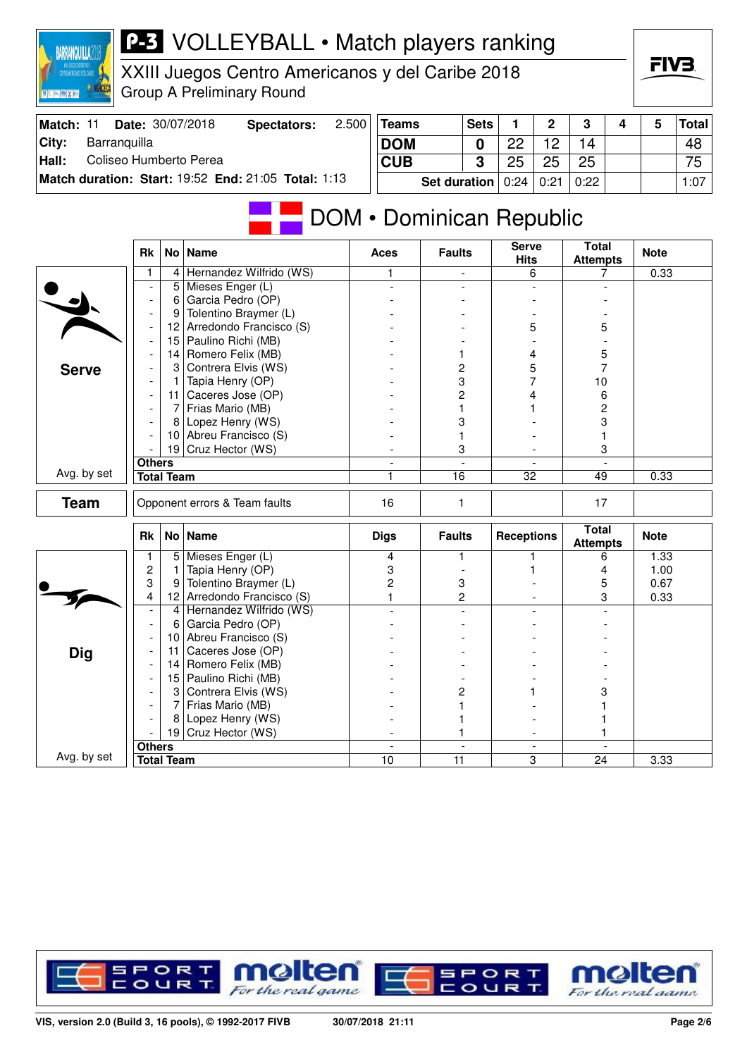# P-3 VOLLEYBALL • Match players ranking

XXIII Juegos Centro Americanos y del Caribe 2018

Group A Preliminary Round

| **Match:** 11 | **Date:** 30/07/2018 | **Spectators:** 2.500 |
|---|---|---|
| **City:** | Barranquilla | |
| **Hall:** | Coliseo Humberto Perea | |
| **Match duration: Start:** 19:52 | **End:** 21:05 | **Total:** 1:13 |

| Teams | Sets | 1 | 2 | 3 | 4 | 5 | Total |
|---|---|---|---|---|---|---|---|
| DOM | 0 | 22 | 12 | 14 | | | 48 |
| CUB | 3 | 25 | 25 | 25 | | | 75 |
| | Set duration | 0:24 | 0:21 | 0:22 | | | 1:07 |

## DOM • Dominican Republic

### Serve

| Rk | No | Name | Aces | Faults | Serve Hits | Total Attempts | Note |
|---|---|---|---|---|---|---|---|
| 1 | 4 | Hernandez Wilfrido (WS) | 1 | - | 6 | 7 | 0.33 |
| - | 5 | Mieses Enger (L) | - | - | - | - | |
| - | 6 | Garcia Pedro (OP) | - | - | - | - | |
| - | 9 | Tolentino Braymer (L) | - | - | - | - | |
| - | 12 | Arredondo Francisco (S) | - | - | 5 | 5 | |
| - | 15 | Paulino Richi (MB) | - | - | - | - | |
| - | 14 | Romero Felix (MB) | - | 1 | 4 | 5 | |
| - | 3 | Contrera Elvis (WS) | - | 2 | 5 | 7 | |
| - | 1 | Tapia Henry (OP) | - | 3 | 7 | 10 | |
| - | 11 | Caceres Jose (OP) | - | 2 | 4 | 6 | |
| - | 7 | Frias Mario (MB) | - | 1 | 1 | 2 | |
| - | 8 | Lopez Henry (WS) | - | 3 | - | 3 | |
| - | 10 | Abreu Francisco (S) | - | 1 | - | 1 | |
| - | 19 | Cruz Hector (WS) | - | 3 | - | 3 | |
| **Others** | | | - | - | - | - | |
| **Total Team** | | | 1 | 16 | 32 | 49 | 0.33 |

Avg. by set

### Team

| | Opponent errors & Team faults | 16 | 1 | | 17 | |
|---|---|---|---|---|---|---|

### Dig

| Rk | No | Name | Digs | Faults | Receptions | Total Attempts | Note |
|---|---|---|---|---|---|---|---|
| 1 | 5 | Mieses Enger (L) | 4 | 1 | 1 | 6 | 1.33 |
| 2 | 1 | Tapia Henry (OP) | 3 | - | 1 | 4 | 1.00 |
| 3 | 9 | Tolentino Braymer (L) | 2 | 3 | - | 5 | 0.67 |
| 4 | 12 | Arredondo Francisco (S) | 1 | 2 | - | 3 | 0.33 |
| - | 4 | Hernandez Wilfrido (WS) | - | - | - | - | |
| - | 6 | Garcia Pedro (OP) | - | - | - | - | |
| - | 10 | Abreu Francisco (S) | - | - | - | - | |
| - | 11 | Caceres Jose (OP) | - | - | - | - | |
| - | 14 | Romero Felix (MB) | - | - | - | - | |
| - | 15 | Paulino Richi (MB) | - | - | - | - | |
| - | 3 | Contrera Elvis (WS) | - | 2 | 1 | 3 | |
| - | 7 | Frias Mario (MB) | - | 1 | - | 1 | |
| - | 8 | Lopez Henry (WS) | - | 1 | - | 1 | |
| - | 19 | Cruz Hector (WS) | - | 1 | - | 1 | |
| **Others** | | | - | - | - | - | |
| **Total Team** | | | 10 | 11 | 3 | 24 | 3.33 |

Avg. by set

VIS, version 2.0 (Build 3, 16 pools), © 1992-2017 FIVB 30/07/2018 21:11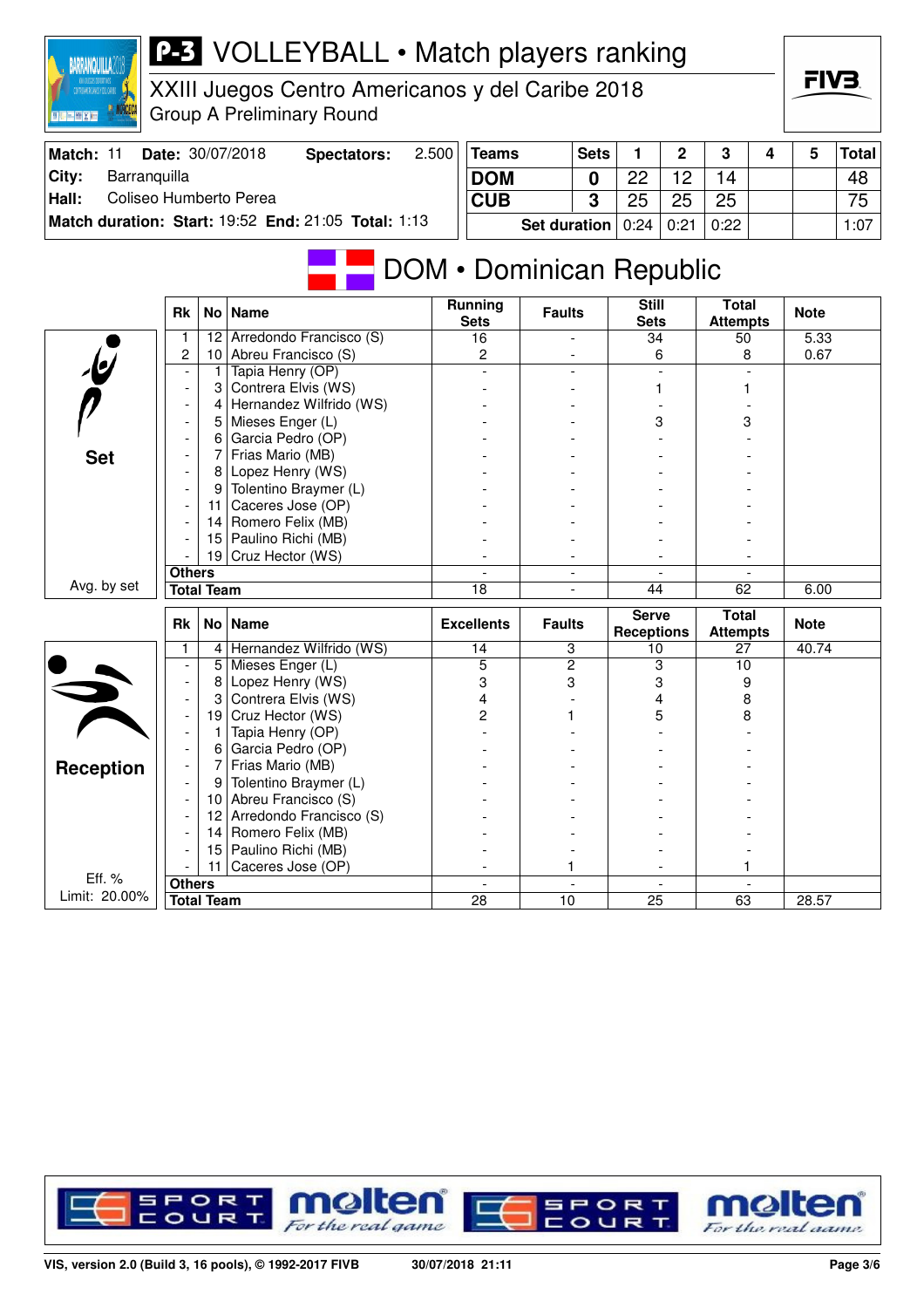# P-3 VOLLEYBALL • Match players ranking

XXIII Juegos Centro Americanos y del Caribe 2018
Group A Preliminary Round

| Match: 11 | Date: 30/07/2018 | Spectators: | 2.500 |
|---|---|---|---|
| City: | Barranquilla | | |
| Hall: | Coliseo Humberto Perea | | |
| Match duration: | Start: 19:52 | End: 21:05 | Total: 1:13 |

| Teams | Sets | 1 | 2 | 3 | 4 | 5 | Total |
|---|---|---|---|---|---|---|---|
| DOM | 0 | 22 | 12 | 14 | | | 48 |
| CUB | 3 | 25 | 25 | 25 | | | 75 |
| Set duration | | 0:24 | 0:21 | 0:22 | | | 1:07 |

## DOM • Dominican Republic

### Set

| Rk | No | Name | Running Sets | Faults | Still Sets | Total Attempts | Note |
|---|---|---|---|---|---|---|---|
| 1 | 12 | Arredondo Francisco (S) | 16 | - | 34 | 50 | 5.33 |
| 2 | 10 | Abreu Francisco (S) | 2 | - | 6 | 8 | 0.67 |
| - | 1 | Tapia Henry (OP) | - | - | - | - | |
| - | 3 | Contrera Elvis (WS) | - | - | 1 | 1 | |
| - | 4 | Hernandez Wilfrido (WS) | - | - | - | - | |
| - | 5 | Mieses Enger (L) | - | - | 3 | 3 | |
| - | 6 | Garcia Pedro (OP) | - | - | - | - | |
| - | 7 | Frias Mario (MB) | - | - | - | - | |
| - | 8 | Lopez Henry (WS) | - | - | - | - | |
| - | 9 | Tolentino Braymer (L) | - | - | - | - | |
| - | 11 | Caceres Jose (OP) | - | - | - | - | |
| - | 14 | Romero Felix (MB) | - | - | - | - | |
| - | 15 | Paulino Richi (MB) | - | - | - | - | |
| - | 19 | Cruz Hector (WS) | - | - | - | - | |
| Others | | | - | - | - | - | |
| Total Team | | | 18 | - | 44 | 62 | 6.00 |

Avg. by set

### Reception

| Rk | No | Name | Excellents | Faults | Serve Receptions | Total Attempts | Note |
|---|---|---|---|---|---|---|---|
| 1 | 4 | Hernandez Wilfrido (WS) | 14 | 3 | 10 | 27 | 40.74 |
| - | 5 | Mieses Enger (L) | 5 | 2 | 3 | 10 | |
| - | 8 | Lopez Henry (WS) | 3 | 3 | 3 | 9 | |
| - | 3 | Contrera Elvis (WS) | 4 | - | 4 | 8 | |
| - | 19 | Cruz Hector (WS) | 2 | 1 | 5 | 8 | |
| - | 1 | Tapia Henry (OP) | - | - | - | - | |
| - | 6 | Garcia Pedro (OP) | - | - | - | - | |
| - | 7 | Frias Mario (MB) | - | - | - | - | |
| - | 9 | Tolentino Braymer (L) | - | - | - | - | |
| - | 10 | Abreu Francisco (S) | - | - | - | - | |
| - | 12 | Arredondo Francisco (S) | - | - | - | - | |
| - | 14 | Romero Felix (MB) | - | - | - | - | |
| - | 15 | Paulino Richi (MB) | - | - | - | - | |
| - | 11 | Caceres Jose (OP) | - | 1 | - | 1 | |
| Others | | | - | - | - | - | |
| Total Team | | | 28 | 10 | 25 | 63 | 28.57 |

Eff. %
Limit: 20.00%

VIS, version 2.0 (Build 3, 16 pools), © 1992-2017 FIVB — 30/07/2018 21:11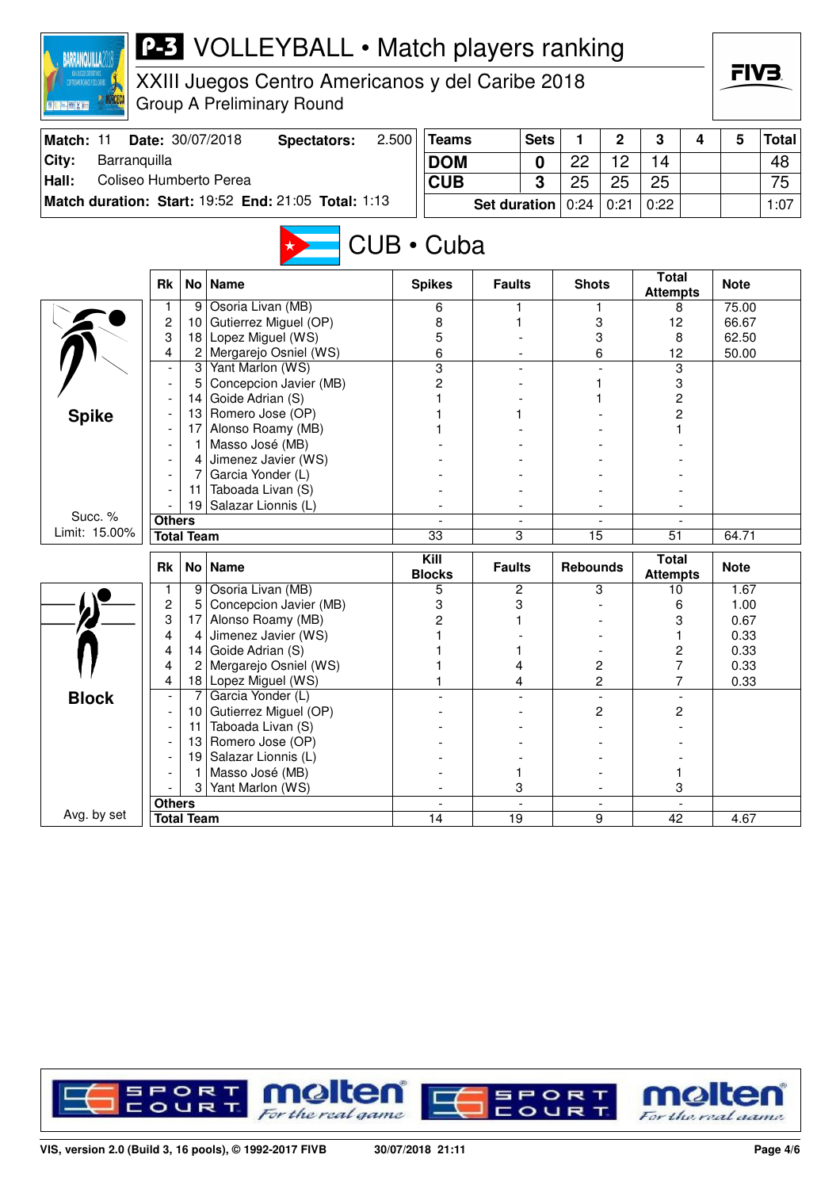# P-3 VOLLEYBALL • Match players ranking

XXIII Juegos Centro Americanos y del Caribe 2018
Group A Preliminary Round

| Match: 11 | Date: 30/07/2018 | Spectators: | 2.500 |
|---|---|---|---|
| City: | Barranquilla | | |
| Hall: | Coliseo Humberto Perea | | |
| Match duration: | Start: 19:52 | End: 21:05 | Total: 1:13 |

| Teams | Sets | 1 | 2 | 3 | 4 | 5 | Total |
|---|---|---|---|---|---|---|---|
| DOM | 0 | 22 | 12 | 14 | | | 48 |
| CUB | 3 | 25 | 25 | 25 | | | 75 |
| Set duration | | 0:24 | 0:21 | 0:22 | | | 1:07 |

## CUB • Cuba

### Spike

Succ. % Limit: 15.00%

| Rk | No | Name | Spikes | Faults | Shots | Total Attempts | Note |
|---|---|---|---|---|---|---|---|
| 1 | 9 | Osoria Livan (MB) | 6 | 1 | 1 | 8 | 75.00 |
| 2 | 10 | Gutierrez Miguel (OP) | 8 | 1 | 3 | 12 | 66.67 |
| 3 | 18 | Lopez Miguel (WS) | 5 | - | 3 | 8 | 62.50 |
| 4 | 2 | Mergarejo Osniel (WS) | 6 | - | 6 | 12 | 50.00 |
| - | 3 | Yant Marlon (WS) | 3 | - | - | 3 | |
| - | 5 | Concepcion Javier (MB) | 2 | - | 1 | 3 | |
| - | 14 | Goide Adrian (S) | 1 | - | 1 | 2 | |
| - | 13 | Romero Jose (OP) | 1 | 1 | - | 2 | |
| - | 17 | Alonso Roamy (MB) | 1 | - | - | 1 | |
| - | 1 | Masso José (MB) | - | - | - | - | |
| - | 4 | Jimenez Javier (WS) | - | - | - | - | |
| - | 7 | Garcia Yonder (L) | - | - | - | - | |
| - | 11 | Taboada Livan (S) | - | - | - | - | |
| - | 19 | Salazar Lionnis (L) | - | - | - | - | |
| Others | | | - | - | - | - | |
| Total Team | | | 33 | 3 | 15 | 51 | 64.71 |

### Block

Avg. by set

| Rk | No | Name | Kill Blocks | Faults | Rebounds | Total Attempts | Note |
|---|---|---|---|---|---|---|---|
| 1 | 9 | Osoria Livan (MB) | 5 | 2 | 3 | 10 | 1.67 |
| 2 | 5 | Concepcion Javier (MB) | 3 | 3 | - | 6 | 1.00 |
| 3 | 17 | Alonso Roamy (MB) | 2 | 1 | - | 3 | 0.67 |
| 4 | 4 | Jimenez Javier (WS) | 1 | - | - | 1 | 0.33 |
| 4 | 14 | Goide Adrian (S) | 1 | 1 | - | 2 | 0.33 |
| 4 | 2 | Mergarejo Osniel (WS) | 1 | 4 | 2 | 7 | 0.33 |
| 4 | 18 | Lopez Miguel (WS) | 1 | 4 | 2 | 7 | 0.33 |
| - | 7 | Garcia Yonder (L) | - | - | - | - | |
| - | 10 | Gutierrez Miguel (OP) | - | - | 2 | 2 | |
| - | 11 | Taboada Livan (S) | - | - | - | - | |
| - | 13 | Romero Jose (OP) | - | - | - | - | |
| - | 19 | Salazar Lionnis (L) | - | - | - | - | |
| - | 1 | Masso José (MB) | - | 1 | - | 1 | |
| - | 3 | Yant Marlon (WS) | - | 3 | - | 3 | |
| Others | | | - | - | - | - | |
| Total Team | | | 14 | 19 | 9 | 42 | 4.67 |

VIS, version 2.0 (Build 3, 16 pools), © 1992-2017 FIVB — 30/07/2018 21:11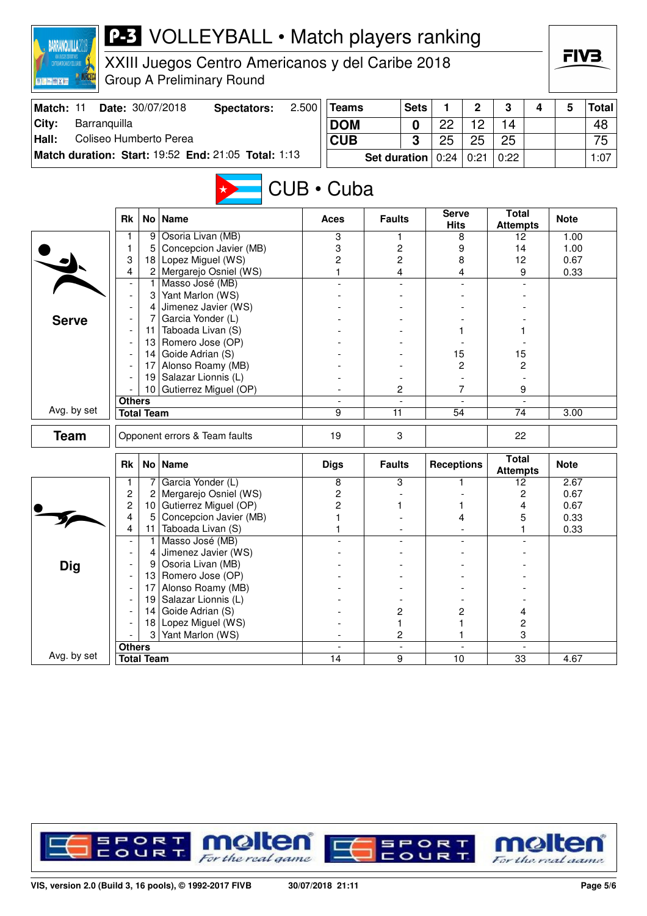# P-3 VOLLEYBALL • Match players ranking

## XXIII Juegos Centro Americanos y del Caribe 2018

Group A Preliminary Round

| Match: 11 | Date: 30/07/2018 | Spectators: | 2.500 |
|---|---|---|---|
| City: | Barranquilla | | |
| Hall: | Coliseo Humberto Perea | | |
| Match duration: | Start: 19:52 | End: 21:05 | Total: 1:13 |

| Teams | Sets | 1 | 2 | 3 | 4 | 5 | Total |
|---|---|---|---|---|---|---|---|
| DOM | 0 | 22 | 12 | 14 | | | 48 |
| CUB | 3 | 25 | 25 | 25 | | | 75 |
| Set duration | | 0:24 | 0:21 | 0:22 | | | 1:07 |

## CUB • Cuba

### Serve

| Rk | No | Name | Aces | Faults | Serve Hits | Total Attempts | Note |
|---|---|---|---|---|---|---|---|
| 1 | 9 | Osoria Livan (MB) | 3 | 1 | 8 | 12 | 1.00 |
| 1 | 5 | Concepcion Javier (MB) | 3 | 2 | 9 | 14 | 1.00 |
| 3 | 18 | Lopez Miguel (WS) | 2 | 2 | 8 | 12 | 0.67 |
| 4 | 2 | Mergarejo Osniel (WS) | 1 | 4 | 4 | 9 | 0.33 |
| - | 1 | Masso José (MB) | - | - | - | - | |
| - | 3 | Yant Marlon (WS) | - | - | - | - | |
| - | 4 | Jimenez Javier (WS) | - | - | - | - | |
| - | 7 | Garcia Yonder (L) | - | - | - | - | |
| - | 11 | Taboada Livan (S) | - | - | 1 | 1 | |
| - | 13 | Romero Jose (OP) | - | - | - | - | |
| - | 14 | Goide Adrian (S) | - | - | 15 | 15 | |
| - | 17 | Alonso Roamy (MB) | - | - | 2 | 2 | |
| - | 19 | Salazar Lionnis (L) | - | - | - | - | |
| - | 10 | Gutierrez Miguel (OP) | - | 2 | 7 | 9 | |
| Others | | | - | - | - | - | |
| Total Team | | | 9 | 11 | 54 | 74 | 3.00 |

Avg. by set

### Team

| | Aces | Faults | Serve Hits | Total Attempts | Note |
|---|---|---|---|---|---|
| Opponent errors & Team faults | 19 | 3 | | 22 | |

### Dig

| Rk | No | Name | Digs | Faults | Receptions | Total Attempts | Note |
|---|---|---|---|---|---|---|---|
| 1 | 7 | Garcia Yonder (L) | 8 | 3 | 1 | 12 | 2.67 |
| 2 | 2 | Mergarejo Osniel (WS) | 2 | - | - | 2 | 0.67 |
| 2 | 10 | Gutierrez Miguel (OP) | 2 | 1 | 1 | 4 | 0.67 |
| 4 | 5 | Concepcion Javier (MB) | 1 | - | 4 | 5 | 0.33 |
| 4 | 11 | Taboada Livan (S) | 1 | - | - | 1 | 0.33 |
| - | 1 | Masso José (MB) | - | - | - | - | |
| - | 4 | Jimenez Javier (WS) | - | - | - | - | |
| - | 9 | Osoria Livan (MB) | - | - | - | - | |
| - | 13 | Romero Jose (OP) | - | - | - | - | |
| - | 17 | Alonso Roamy (MB) | - | - | - | - | |
| - | 19 | Salazar Lionnis (L) | - | - | - | - | |
| - | 14 | Goide Adrian (S) | - | 2 | 2 | 4 | |
| - | 18 | Lopez Miguel (WS) | - | 1 | 1 | 2 | |
| - | 3 | Yant Marlon (WS) | - | 2 | 1 | 3 | |
| Others | | | - | - | - | - | |
| Total Team | | | 14 | 9 | 10 | 33 | 4.67 |

Avg. by set

VIS, version 2.0 (Build 3, 16 pools), © 1992-2017 FIVB — 30/07/2018 21:11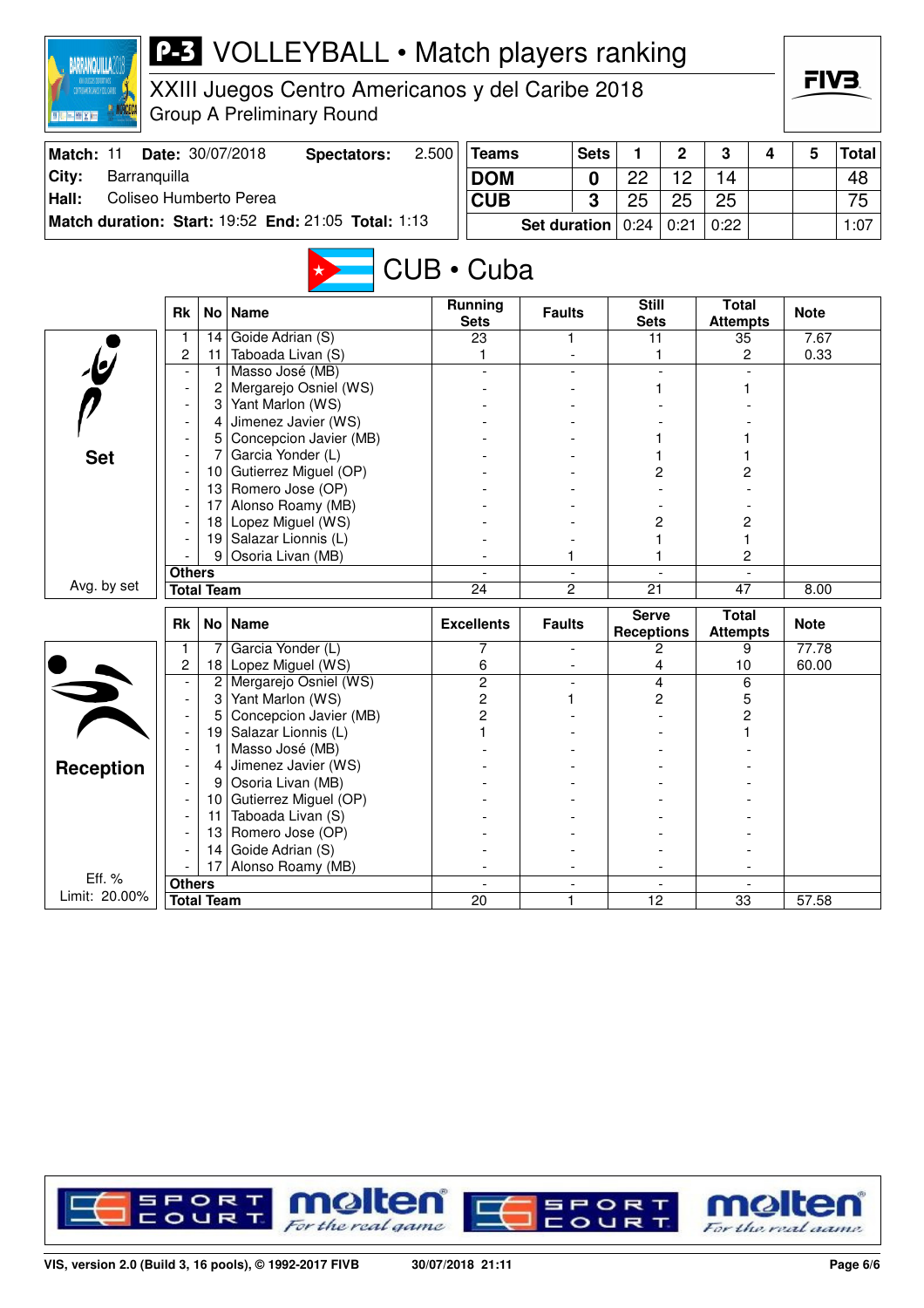# P-3 VOLLEYBALL • Match players ranking

## XXIII Juegos Centro Americanos y del Caribe 2018

Group A Preliminary Round

| | |
|---|---|
| **Match:** 11 | **Date:** 30/07/2018 |
| **Spectators:** | 2.500 |
| **City:** | Barranquilla |
| **Hall:** | Coliseo Humberto Perea |
| **Match duration: Start:** 19:52 **End:** 21:05 **Total:** 1:13 | |

| Teams | Sets | 1 | 2 | 3 | 4 | 5 | Total |
|---|---|---|---|---|---|---|---|
| DOM | 0 | 22 | 12 | 14 | | | 48 |
| CUB | 3 | 25 | 25 | 25 | | | 75 |
| Set duration | | 0:24 | 0:21 | 0:22 | | | 1:07 |

## CUB • Cuba

### Set

| Rk | No | Name | Running Sets | Faults | Still Sets | Total Attempts | Note |
|---|---|---|---|---|---|---|---|
| 1 | 14 | Goide Adrian (S) | 23 | 1 | 11 | 35 | 7.67 |
| 2 | 11 | Taboada Livan (S) | 1 | - | 1 | 2 | 0.33 |
| - | 1 | Masso José (MB) | - | - | - | - | |
| - | 2 | Mergarejo Osniel (WS) | - | - | 1 | 1 | |
| - | 3 | Yant Marlon (WS) | - | - | - | - | |
| - | 4 | Jimenez Javier (WS) | - | - | - | - | |
| - | 5 | Concepcion Javier (MB) | - | - | 1 | 1 | |
| - | 7 | Garcia Yonder (L) | - | - | 1 | 1 | |
| - | 10 | Gutierrez Miguel (OP) | - | - | 2 | 2 | |
| - | 13 | Romero Jose (OP) | - | - | - | - | |
| - | 17 | Alonso Roamy (MB) | - | - | - | - | |
| - | 18 | Lopez Miguel (WS) | - | - | 2 | 2 | |
| - | 19 | Salazar Lionnis (L) | - | - | 1 | 1 | |
| - | 9 | Osoria Livan (MB) | - | 1 | 1 | 2 | |
| **Others** | | | - | - | - | - | |
| **Total Team** | | | 24 | 2 | 21 | 47 | 8.00 |

Avg. by set

### Reception

| Rk | No | Name | Excellents | Faults | Serve Receptions | Total Attempts | Note |
|---|---|---|---|---|---|---|---|
| 1 | 7 | Garcia Yonder (L) | 7 | - | 2 | 9 | 77.78 |
| 2 | 18 | Lopez Miguel (WS) | 6 | - | 4 | 10 | 60.00 |
| - | 2 | Mergarejo Osniel (WS) | 2 | - | 4 | 6 | |
| - | 3 | Yant Marlon (WS) | 2 | 1 | 2 | 5 | |
| - | 5 | Concepcion Javier (MB) | 2 | - | - | 2 | |
| - | 19 | Salazar Lionnis (L) | 1 | - | - | 1 | |
| - | 1 | Masso José (MB) | - | - | - | - | |
| - | 4 | Jimenez Javier (WS) | - | - | - | - | |
| - | 9 | Osoria Livan (MB) | - | - | - | - | |
| - | 10 | Gutierrez Miguel (OP) | - | - | - | - | |
| - | 11 | Taboada Livan (S) | - | - | - | - | |
| - | 13 | Romero Jose (OP) | - | - | - | - | |
| - | 14 | Goide Adrian (S) | - | - | - | - | |
| - | 17 | Alonso Roamy (MB) | - | - | - | - | |
| **Others** | | | - | - | - | - | |
| **Total Team** | | | 20 | 1 | 12 | 33 | 57.58 |

Eff. %
Limit: 20.00%

VIS, version 2.0 (Build 3, 16 pools), © 1992-2017 FIVB 30/07/2018 21:11